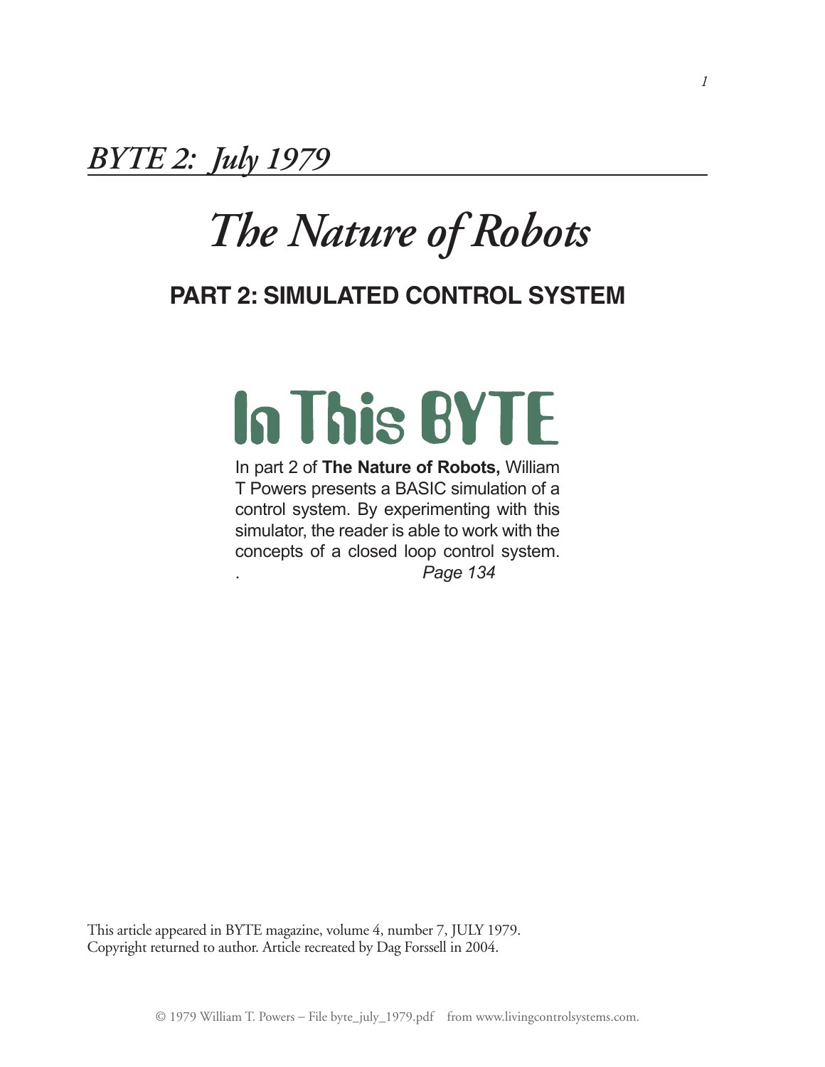*BYTE 2: July 1979*

# *The Nature of Robots*

## PART 2: SIMULATED CONTROL SYSTEM

## In This BYTE

In part 2 of **The Nature of Robots,** William T Powers presents a BASIC simulation of a control system. By experimenting with this simulator, the reader is able to work with the concepts of a closed loop control system. *Page 134*

This article appeared in BYTE magazine, volume 4, number 7, JULY 1979.
Copyright returned to author. Article recreated by Dag Forssell in 2004.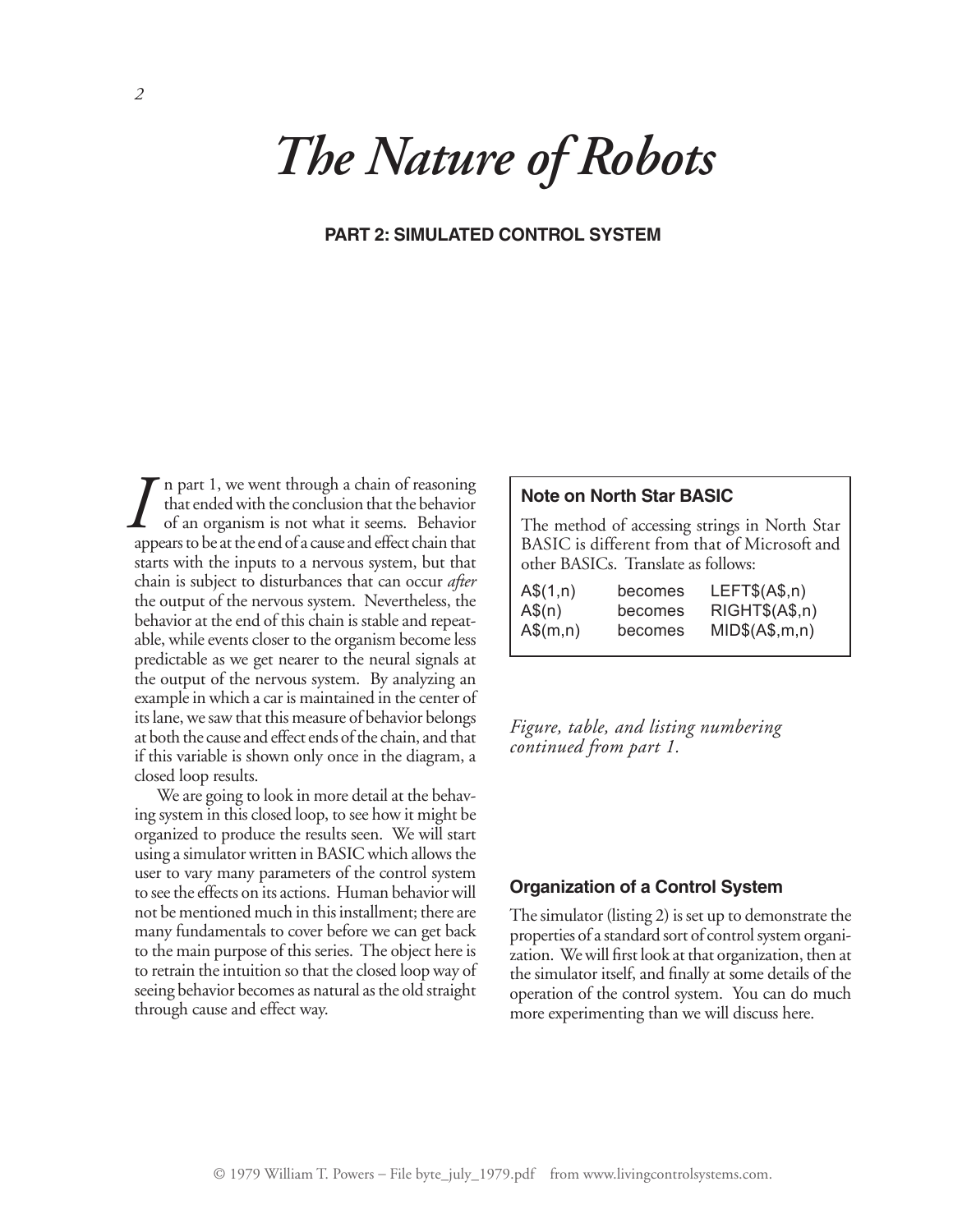# *The Nature of Robots*

**PART 2: SIMULATED CONTROL SYSTEM**

In part 1, we went through a chain of reasoning that ended with the conclusion that the behavior of an organism is not what it seems. Behavior appears to be at the end of a cause and effect chain that starts with the inputs to a nervous system, but that chain is subject to disturbances that can occur *after* the output of the nervous system. Nevertheless, the behavior at the end of this chain is stable and repeatable, while events closer to the organism become less predictable as we get nearer to the neural signals at the output of the nervous system. By analyzing an example in which a car is maintained in the center of its lane, we saw that this measure of behavior belongs at both the cause and effect ends of the chain, and that if this variable is shown only once in the diagram, a closed loop results.

We are going to look in more detail at the behaving system in this closed loop, to see how it might be organized to produce the results seen. We will start using a simulator written in BASIC which allows the user to vary many parameters of the control system to see the effects on its actions. Human behavior will not be mentioned much in this installment; there are many fundamentals to cover before we can get back to the main purpose of this series. The object here is to retrain the intuition so that the closed loop way of seeing behavior becomes as natural as the old straight through cause and effect way.

**Note on North Star BASIC**

The method of accessing strings in North Star BASIC is different from that of Microsoft and other BASICs. Translate as follows:

| | | |
|---|---|---|
| A$(1,n) | becomes | LEFT$(A$,n) |
| A$(n) | becomes | RIGHT$(A$,n) |
| A$(m,n) | becomes | MID$(A$,m,n) |

*Figure, table, and listing numbering continued from part 1.*

### Organization of a Control System

The simulator (listing 2) is set up to demonstrate the properties of a standard sort of control system organization. We will first look at that organization, then at the simulator itself, and finally at some details of the operation of the control system. You can do much more experimenting than we will discuss here.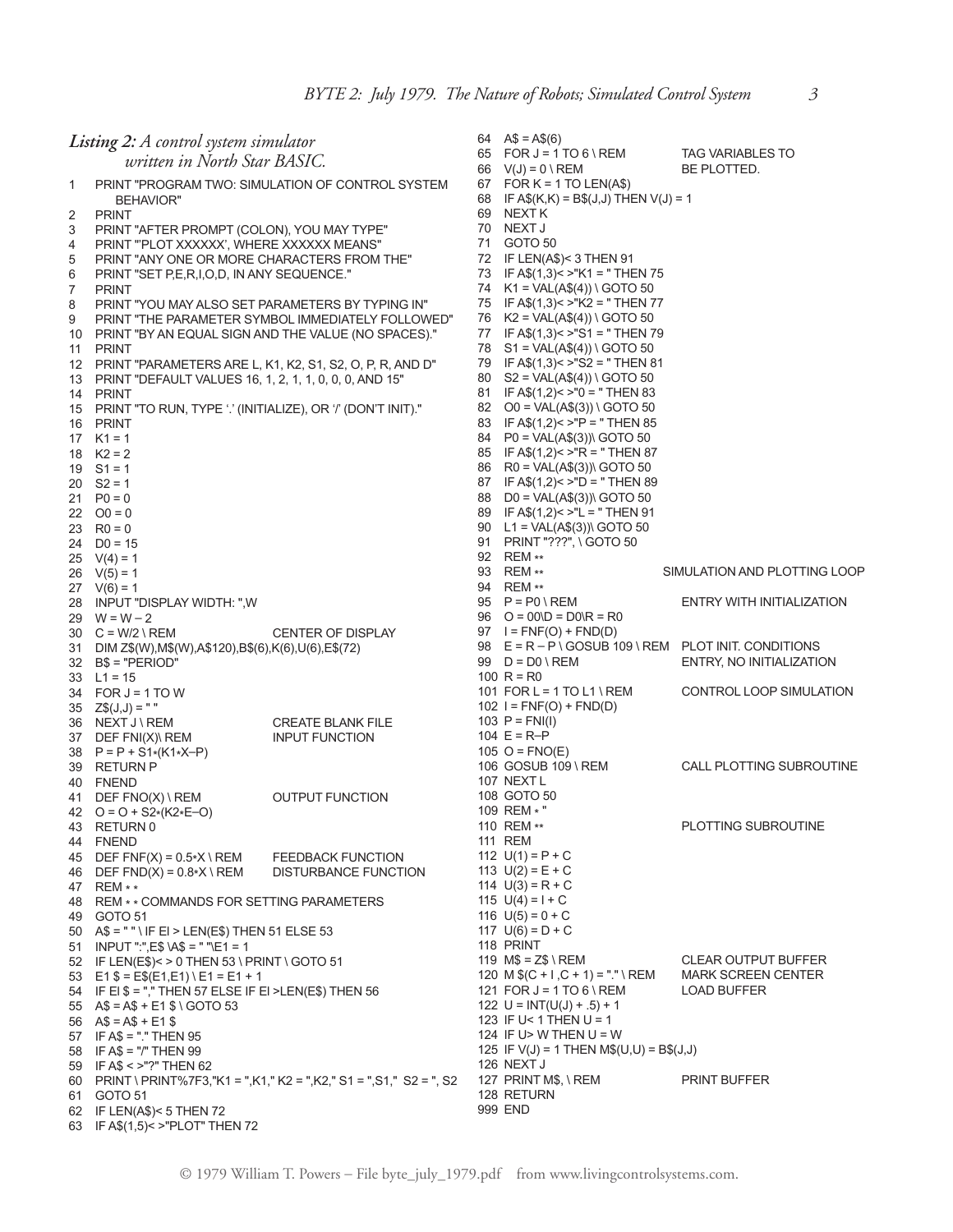*Listing 2: A control system simulator written in North Star BASIC.*

```
1   PRINT "PROGRAM TWO: SIMULATION OF CONTROL SYSTEM
      BEHAVIOR"
2   PRINT
3   PRINT "AFTER PROMPT (COLON), YOU MAY TYPE"
4   PRINT "'PLOT XXXXXX', WHERE XXXXXX MEANS"
5   PRINT "ANY ONE OR MORE CHARACTERS FROM THE"
6   PRINT "SET P,E,R,I,O,D, IN ANY SEQUENCE."
7   PRINT
8   PRINT "YOU MAY ALSO SET PARAMETERS BY TYPING IN"
9   PRINT "THE PARAMETER SYMBOL IMMEDIATELY FOLLOWED"
10  PRINT "BY AN EQUAL SIGN AND THE VALUE (NO SPACES)."
11  PRINT
12  PRINT "PARAMETERS ARE L, K1, K2, S1, S2, O, P, R, AND D"
13  PRINT "DEFAULT VALUES 16, 1, 2, 1, 1, 0, 0, 0, AND 15"
14  PRINT
15  PRINT "TO RUN, TYPE '.' (INITIALIZE), OR '/' (DON'T INIT)."
16  PRINT
17  K1 = 1
18  K2 = 2
19  S1 = 1
20  S2 = 1
21  P0 = 0
22  O0 = 0
23  R0 = 0
24  D0 = 15
25  V(4) = 1
26  V(5) = 1
27  V(6) = 1
28  INPUT "DISPLAY WIDTH: ",W
29  W = W – 2
30  C = W/2 \ REM                   CENTER OF DISPLAY
31  DIM Z$(W),M$(W),A$120),B$(6),K(6),U(6),E$(72)
32  B$ = "PERIOD"
33  L1 = 15
34  FOR J = 1 TO W
35  Z$(J,J) = " "
36  NEXT J \ REM                    CREATE BLANK FILE
37  DEF FNI(X)\ REM                 INPUT FUNCTION
38  P = P + S1*(K1*X–P)
39  RETURN P
40  FNEND
41  DEF FNO(X) \ REM                OUTPUT FUNCTION
42  O = O + S2*(K2*E–O)
43  RETURN 0
44  FNEND
45  DEF FNF(X) = 0.5*X \ REM        FEEDBACK FUNCTION
46  DEF FND(X) = 0.8*X \ REM        DISTURBANCE FUNCTION
47  REM * *
48  REM * * COMMANDS FOR SETTING PARAMETERS
49  GOTO 51
50  A$ = " " \ IF EI > LEN(E$) THEN 51 ELSE 53
51  INPUT ":",E$ \A$ = " "\E1 = 1
52  IF LEN(E$)< > 0 THEN 53 \ PRINT \ GOTO 51
53  E1 $ = E$(E1,E1) \ E1 = E1 + 1
54  IF EI $ = "," THEN 57 ELSE IF EI >LEN(E$) THEN 56
55  A$ = A$ + E1 $ \ GOTO 53
56  A$ = A$ + E1 $
57  IF A$ = "." THEN 95
58  IF A$ = "/" THEN 99
59  IF A$ < >"?" THEN 62
60  PRINT \ PRINT%7F3,"K1 = ",K1," K2 = ",K2," S1 = ",S1,"  S2 = ", S2
61  GOTO 51
62  IF LEN(A$)< 5 THEN 72
63  IF A$(1,5)< >"PLOT" THEN 72
64  A$ = A$(6)
65  FOR J = 1 TO 6 \ REM            TAG VARIABLES TO
66  V(J) = 0 \ REM                  BE PLOTTED.
67  FOR K = 1 TO LEN(A$)
68  IF A$(K,K) = B$(J,J) THEN V(J) = 1
69  NEXT K
70  NEXT J
71  GOTO 50
72  IF LEN(A$)< 3 THEN 91
73  IF A$(1,3)< >"K1 = " THEN 75
74  K1 = VAL(A$(4)) \ GOTO 50
75  IF A$(1,3)< >"K2 = " THEN 77
76  K2 = VAL(A$(4)) \ GOTO 50
77  IF A$(1,3)< >"S1 = " THEN 79
78  S1 = VAL(A$(4)) \ GOTO 50
79  IF A$(1,3)< >"S2 = " THEN 81
80  S2 = VAL(A$(4)) \ GOTO 50
81  IF A$(1,2)< >"0 = " THEN 83
82  O0 = VAL(A$(3)) \ GOTO 50
83  IF A$(1,2)< >"P = " THEN 85
84  P0 = VAL(A$(3))\ GOTO 50
85  IF A$(1,2)< >"R = " THEN 87
86  R0 = VAL(A$(3))\ GOTO 50
87  IF A$(1,2)< >"D = " THEN 89
88  D0 = VAL(A$(3))\ GOTO 50
89  IF A$(1,2)< >"L = " THEN 91
90  L1 = VAL(A$(3))\ GOTO 50
91  PRINT "???", \ GOTO 50
92  REM **
93  REM **                          SIMULATION AND PLOTTING LOOP
94  REM **
95  P = P0 \ REM                    ENTRY WITH INITIALIZATION
96  O = 00\D = D0\R = R0
97  I = FNF(O) + FND(D)
98  E = R – P \ GOSUB 109 \ REM     PLOT INIT. CONDITIONS
99  D = D0 \ REM                    ENTRY, NO INITIALIZATION
100 R = R0
101 FOR L = 1 TO L1 \ REM           CONTROL LOOP SIMULATION
102 I = FNF(O) + FND(D)
103 P = FNI(I)
104 E = R–P
105 O = FNO(E)
106 GOSUB 109 \ REM                 CALL PLOTTING SUBROUTINE
107 NEXT L
108 GOTO 50
109 REM * "
110 REM **                          PLOTTING SUBROUTINE
111 REM
112 U(1) = P + C
113 U(2) = E + C
114 U(3) = R + C
115 U(4) = I + C
116 U(5) = 0 + C
117 U(6) = D + C
118 PRINT
119 M$ = Z$ \ REM                   CLEAR OUTPUT BUFFER
120 M $(C + I ,C + 1) = "." \ REM   MARK SCREEN CENTER
121 FOR J = 1 TO 6 \ REM            LOAD BUFFER
122 U = INT(U(J) + .5) + 1
123 IF U< 1 THEN U = 1
124 IF U> W THEN U = W
125 IF V(J) = 1 THEN M$(U,U) = B$(J,J)
126 NEXT J
127 PRINT M$, \ REM                 PRINT BUFFER
128 RETURN
999 END
```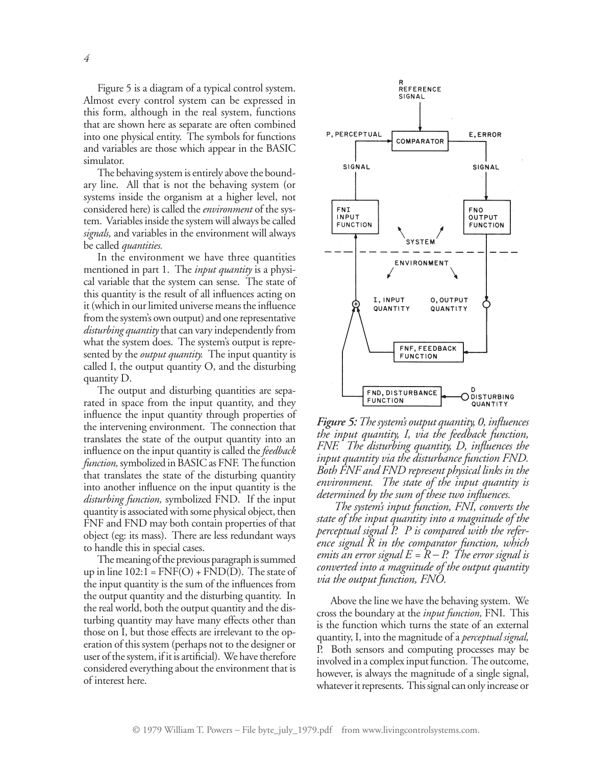Figure 5 is a diagram of a typical control system. Almost every control system can be expressed in this form, although in the real system, functions that are shown here as separate are often combined into one physical entity. The symbols for functions and variables are those which appear in the BASIC simulator.

The behaving system is entirely above the boundary line. All that is not the behaving system (or systems inside the organism at a higher level, not considered here) is called the *environment* of the system. Variables inside the system will always be called *signals,* and variables in the environment will always be called *quantities.*

In the environment we have three quantities mentioned in part 1. The *input quantity* is a physical variable that the system can sense. The state of this quantity is the result of all influences acting on it (which in our limited universe means the influence from the system's own output) and one representative *disturbing quantity* that can vary independently from what the system does. The system's output is represented by the *output quantity.* The input quantity is called I, the output quantity O, and the disturbing quantity D.

The output and disturbing quantities are separated in space from the input quantity, and they influence the input quantity through properties of the intervening environment. The connection that translates the state of the output quantity into an influence on the input quantity is called the *feedback function,* symbolized in BASIC as FNF. The function that translates the state of the disturbing quantity into another influence on the input quantity is the *disturbing function,* symbolized FND. If the input quantity is associated with some physical object, then FNF and FND may both contain properties of that object (eg: its mass). There are less redundant ways to handle this in special cases.

The meaning of the previous paragraph is summed up in line 102:I = FNF(O) + FND(D). The state of the input quantity is the sum of the influences from the output quantity and the disturbing quantity. In the real world, both the output quantity and the disturbing quantity may have many effects other than those on I, but those effects are irrelevant to the operation of this system (perhaps not to the designer or user of the system, if it is artificial). We have therefore considered everything about the environment that is of interest here.

***Figure 5:*** *The system's output quantity, O, influences the input quantity, I, via the feedback function, FNF. The disturbing quantity, D, influences the input quantity via the disturbance function FND. Both FNF and FND represent physical links in the environment. The state of the input quantity is determined by the sum of these two influences.*

*The system's input function, FNI, converts the state of the input quantity into a magnitude of the perceptual signal P. P is compared with the reference signal R in the comparator function, which emits an error signal E = R – P. The error signal is converted into a magnitude of the output quantity via the output function, FNO.*

Above the line we have the behaving system. We cross the boundary at the *input function,* FNI. This is the function which turns the state of an external quantity, I, into the magnitude of a *perceptual signal,* P. Both sensors and computing processes may be involved in a complex input function. The outcome, however, is always the magnitude of a single signal, whatever it represents. This signal can only increase or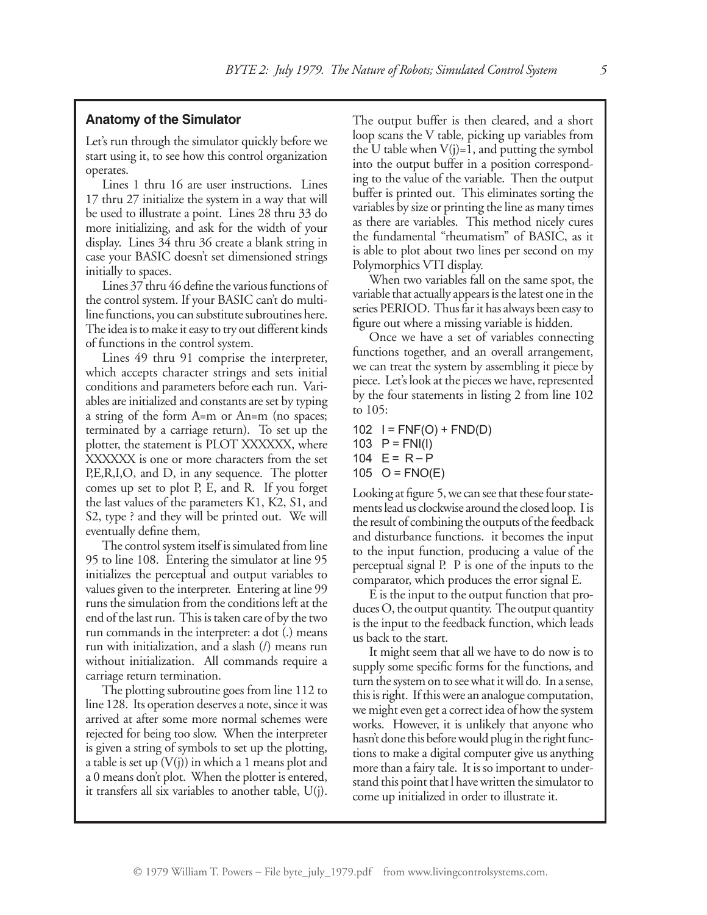## Anatomy of the Simulator

Let's run through the simulator quickly before we start using it, to see how this control organization operates.

Lines 1 thru 16 are user instructions. Lines 17 thru 27 initialize the system in a way that will be used to illustrate a point. Lines 28 thru 33 do more initializing, and ask for the width of your display. Lines 34 thru 36 create a blank string in case your BASIC doesn't set dimensioned strings initially to spaces.

Lines 37 thru 46 define the various functions of the control system. If your BASIC can't do multiline functions, you can substitute subroutines here. The idea is to make it easy to try out different kinds of functions in the control system.

Lines 49 thru 91 comprise the interpreter, which accepts character strings and sets initial conditions and parameters before each run. Variables are initialized and constants are set by typing a string of the form A=m or An=m (no spaces; terminated by a carriage return). To set up the plotter, the statement is PLOT XXXXXX, where XXXXXX is one or more characters from the set P,E,R,I,O, and D, in any sequence. The plotter comes up set to plot P, E, and R. If you forget the last values of the parameters K1, K2, S1, and S2, type ? and they will be printed out. We will eventually define them,

The control system itself is simulated from line 95 to line 108. Entering the simulator at line 95 initializes the perceptual and output variables to values given to the interpreter. Entering at line 99 runs the simulation from the conditions left at the end of the last run. This is taken care of by the two run commands in the interpreter: a dot (.) means run with initialization, and a slash (/) means run without initialization. All commands require a carriage return termination.

The plotting subroutine goes from line 112 to line 128. Its operation deserves a note, since it was arrived at after some more normal schemes were rejected for being too slow. When the interpreter is given a string of symbols to set up the plotting, a table is set up (V(j)) in which a 1 means plot and a 0 means don't plot. When the plotter is entered, it transfers all six variables to another table, U(j). The output buffer is then cleared, and a short loop scans the V table, picking up variables from the U table when V(j)=1, and putting the symbol into the output buffer in a position corresponding to the value of the variable. Then the output buffer is printed out. This eliminates sorting the variables by size or printing the line as many times as there are variables. This method nicely cures the fundamental "rheumatism" of BASIC, as it is able to plot about two lines per second on my Polymorphics VTI display.

When two variables fall on the same spot, the variable that actually appears is the latest one in the series PERIOD. Thus far it has always been easy to figure out where a missing variable is hidden.

Once we have a set of variables connecting functions together, and an overall arrangement, we can treat the system by assembling it piece by piece. Let's look at the pieces we have, represented by the four statements in listing 2 from line 102 to 105:

```
102  I = FNF(O) + FND(D)
103  P = FNI(I)
104  E = R – P
105  O = FNO(E)
```

Looking at figure 5, we can see that these four statements lead us clockwise around the closed loop. I is the result of combining the outputs of the feedback and disturbance functions. it becomes the input to the input function, producing a value of the perceptual signal P. P is one of the inputs to the comparator, which produces the error signal E.

E is the input to the output function that produces O, the output quantity. The output quantity is the input to the feedback function, which leads us back to the start.

It might seem that all we have to do now is to supply some specific forms for the functions, and turn the system on to see what it will do. In a sense, this is right. If this were an analogue computation, we might even get a correct idea of how the system works. However, it is unlikely that anyone who hasn't done this before would plug in the right functions to make a digital computer give us anything more than a fairy tale. It is so important to understand this point that I have written the simulator to come up initialized in order to illustrate it.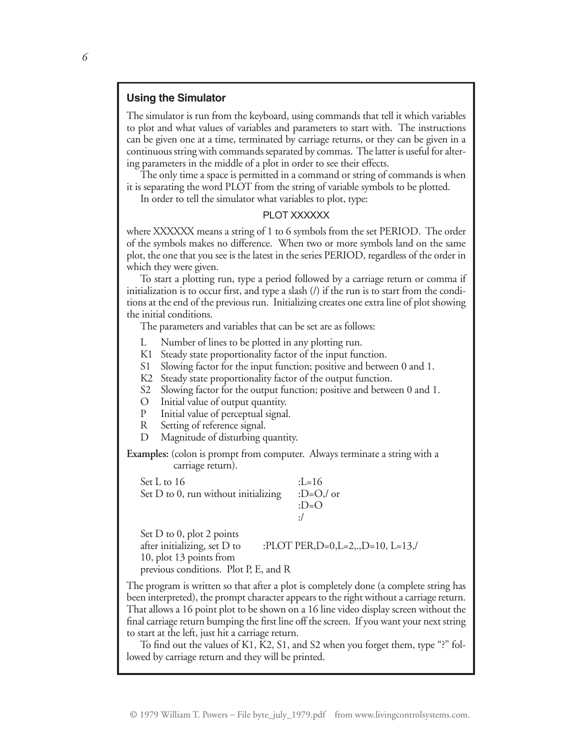### Using the Simulator

The simulator is run from the keyboard, using commands that tell it which variables to plot and what values of variables and parameters to start with. The instructions can be given one at a time, terminated by carriage returns, or they can be given in a continuous string with commands separated by commas. The latter is useful for altering parameters in the middle of a plot in order to see their effects.

The only time a space is permitted in a command or string of commands is when it is separating the word PLOT from the string of variable symbols to be plotted.

In order to tell the simulator what variables to plot, type:

```
PLOT XXXXXX
```

where XXXXXX means a string of 1 to 6 symbols from the set PERIOD. The order of the symbols makes no difference. When two or more symbols land on the same plot, the one that you see is the latest in the series PERIOD, regardless of the order in which they were given.

To start a plotting run, type a period followed by a carriage return or comma if initialization is to occur first, and type a slash (/) if the run is to start from the conditions at the end of the previous run. Initializing creates one extra line of plot showing the initial conditions.

The parameters and variables that can be set are as follows:

- L  Number of lines to be plotted in any plotting run.
- K1  Steady state proportionality factor of the input function.
- S1  Slowing factor for the input function; positive and between 0 and 1.
- K2  Steady state proportionality factor of the output function.
- S2  Slowing factor for the output function; positive and between 0 and 1.
- O  Initial value of output quantity.
- P  Initial value of perceptual signal.
- R  Setting of reference signal.
- D  Magnitude of disturbing quantity.

**Examples:** (colon is prompt from computer. Always terminate a string with a carriage return).

| | |
|---|---|
| Set L to 16 | :L=16 |
| Set D to 0, run without initializing | :D=O,/ or<br>:D=O<br>:/ |
| Set D to 0, plot 2 points after initializing, set D to 10, plot 13 points from previous conditions. Plot P, E, and R | :PLOT PER,D=0,L=2,.,D=10, L=13,/ |

The program is written so that after a plot is completely done (a complete string has been interpreted), the prompt character appears to the right without a carriage return. That allows a 16 point plot to be shown on a 16 line video display screen without the final carriage return bumping the first line off the screen. If you want your next string to start at the left, just hit a carriage return.

To find out the values of K1, K2, S1, and S2 when you forget them, type "?" followed by carriage return and they will be printed.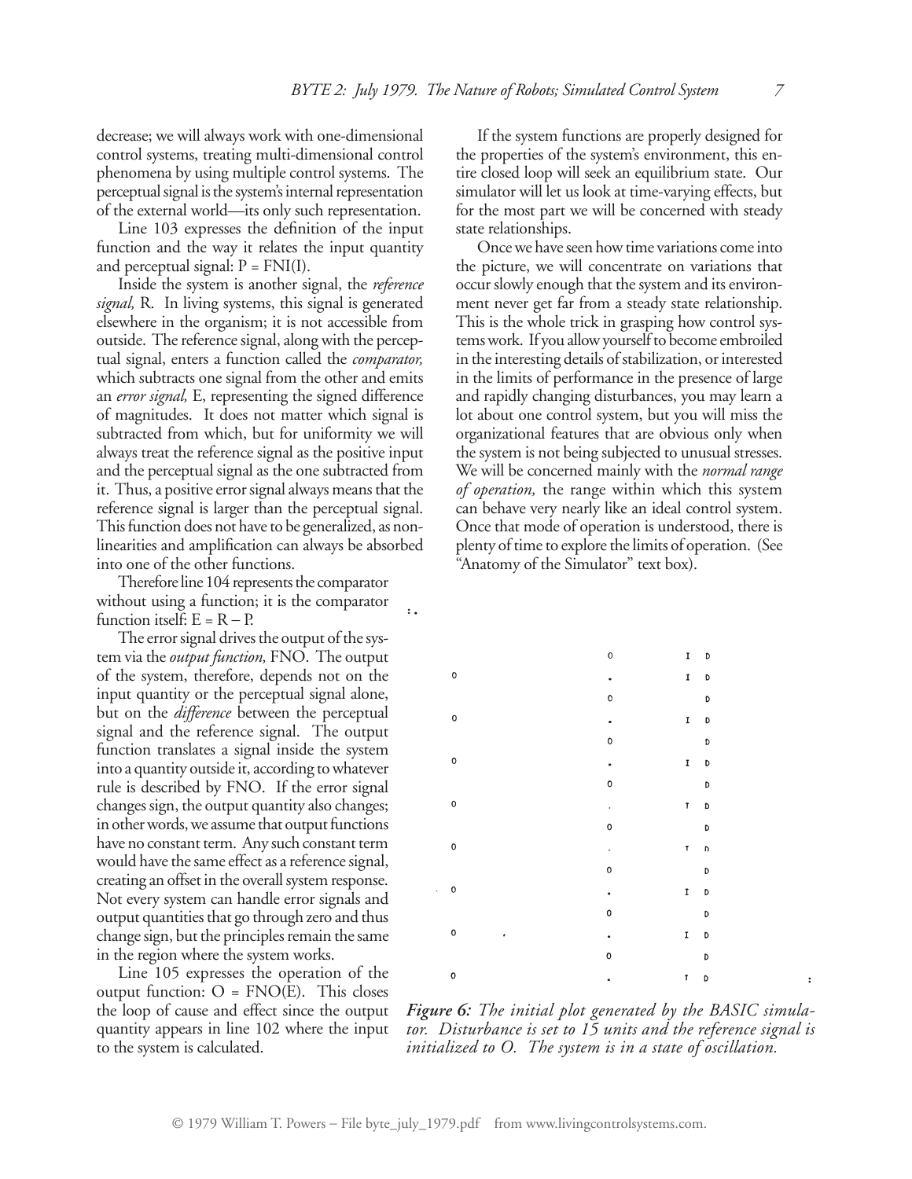decrease; we will always work with one-dimensional control systems, treating multi-dimensional control phenomena by using multiple control systems. The perceptual signal is the system's internal representation of the external world—its only such representation.

Line 103 expresses the definition of the input function and the way it relates the input quantity and perceptual signal: P = FNI(I).

Inside the system is another signal, the *reference signal,* R. In living systems, this signal is generated elsewhere in the organism; it is not accessible from outside. The reference signal, along with the perceptual signal, enters a function called the *comparator,* which subtracts one signal from the other and emits an *error signal,* E, representing the signed difference of magnitudes. It does not matter which signal is subtracted from which, but for uniformity we will always treat the reference signal as the positive input and the perceptual signal as the one subtracted from it. Thus, a positive error signal always means that the reference signal is larger than the perceptual signal. This function does not have to be generalized, as nonlinearities and amplification can always be absorbed into one of the other functions.

Therefore line 104 represents the comparator without using a function; it is the comparator function itself: E = R – P.

The error signal drives the output of the system via the *output function,* FNO. The output of the system, therefore, depends not on the input quantity or the perceptual signal alone, but on the *difference* between the perceptual signal and the reference signal. The output function translates a signal inside the system into a quantity outside it, according to whatever rule is described by FNO. If the error signal changes sign, the output quantity also changes; in other words, we assume that output functions have no constant term. Any such constant term would have the same effect as a reference signal, creating an offset in the overall system response. Not every system can handle error signals and output quantities that go through zero and thus change sign, but the principles remain the same in the region where the system works.

Line 105 expresses the operation of the output function: O = FNO(E). This closes the loop of cause and effect since the output quantity appears in line 102 where the input to the system is calculated.

If the system functions are properly designed for the properties of the system's environment, this entire closed loop will seek an equilibrium state. Our simulator will let us look at time-varying effects, but for the most part we will be concerned with steady state relationships.

Once we have seen how time variations come into the picture, we will concentrate on variations that occur slowly enough that the system and its environment never get far from a steady state relationship. This is the whole trick in grasping how control systems work. If you allow yourself to become embroiled in the interesting details of stabilization, or interested in the limits of performance in the presence of large and rapidly changing disturbances, you may learn a lot about one control system, but you will miss the organizational features that are obvious only when the system is not being subjected to unusual stresses. We will be concerned mainly with the *normal range of operation,* the range within which this system can behave very nearly like an ideal control system. Once that mode of operation is understood, there is plenty of time to explore the limits of operation. (See "Anatomy of the Simulator" text box).

```
                               O          I  D
O                              .          I  D
                               O             D
O                              .          I  D
                               O             D
O                              .          I  D
                               O             D
O                              .          I  D
                               O             D
O                              .          I  D
                               O             D
O                              .          I  D
                               O             D
O        '                     .          I  D
                               O             D
O                              .          I  D
```

*Figure 6: The initial plot generated by the BASIC simulator. Disturbance is set to 15 units and the reference signal is initialized to O. The system is in a state of oscillation.*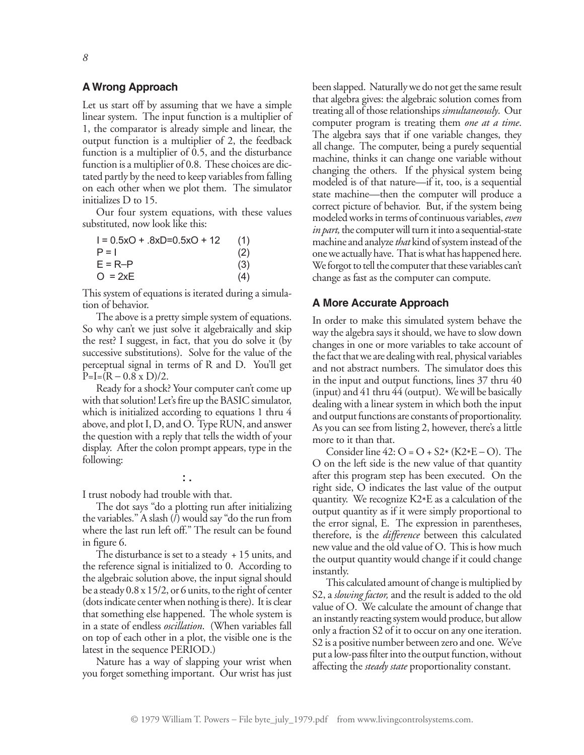## A Wrong Approach

Let us start off by assuming that we have a simple linear system. The input function is a multiplier of 1, the comparator is already simple and linear, the output function is a multiplier of 2, the feedback function is a multiplier of 0.5, and the disturbance function is a multiplier of 0.8. These choices are dictated partly by the need to keep variables from falling on each other when we plot them. The simulator initializes D to 15.

Our four system equations, with these values substituted, now look like this:

```
I = 0.5xO + .8xD=0.5xO + 12     (1)
P = I                           (2)
E = R–P                         (3)
O  = 2xE                        (4)
```

This system of equations is iterated during a simulation of behavior.

The above is a pretty simple system of equations. So why can't we just solve it algebraically and skip the rest? I suggest, in fact, that you do solve it (by successive substitutions). Solve for the value of the perceptual signal in terms of R and D. You'll get $P=I=(R - 0.8 \times D)/2$.

Ready for a shock? Your computer can't come up with that solution! Let's fire up the BASIC simulator, which is initialized according to equations 1 thru 4 above, and plot I, D, and O. Type RUN, and answer the question with a reply that tells the width of your display. After the colon prompt appears, type in the following:

```
:.
```

I trust nobody had trouble with that.

The dot says "do a plotting run after initializing the variables." A slash (/) would say "do the run from where the last run left off." The result can be found in figure 6.

The disturbance is set to a steady + 15 units, and the reference signal is initialized to 0. According to the algebraic solution above, the input signal should be a steady $0.8 \times 15/2$, or 6 units, to the right of center (dots indicate center when nothing is there). It is clear that something else happened. The whole system is in a state of endless *oscillation*. (When variables fall on top of each other in a plot, the visible one is the latest in the sequence PERIOD.)

Nature has a way of slapping your wrist when you forget something important. Our wrist has just been slapped. Naturally we do not get the same result that algebra gives: the algebraic solution comes from treating all of those relationships *simultaneously*. Our computer program is treating them *one at a time*. The algebra says that if one variable changes, they all change. The computer, being a purely sequential machine, thinks it can change one variable without changing the others. If the physical system being modeled is of that nature—if it, too, is a sequential state machine—then the computer will produce a correct picture of behavior. But, if the system being modeled works in terms of continuous variables, *even in part,* the computer will turn it into a sequential-state machine and analyze *that* kind of system instead of the one we actually have. That is what has happened here. We forgot to tell the computer that these variables can't change as fast as the computer can compute.

## A More Accurate Approach

In order to make this simulated system behave the way the algebra says it should, we have to slow down changes in one or more variables to take account of the fact that we are dealing with real, physical variables and not abstract numbers. The simulator does this in the input and output functions, lines 37 thru 40 (input) and 41 thru 44 (output). We will be basically dealing with a linear system in which both the input and output functions are constants of proportionality. As you can see from listing 2, however, there's a little more to it than that.

Consider line 42: O = O + S2* (K2*E – O). The O on the left side is the new value of that quantity after this program step has been executed. On the right side, O indicates the last value of the output quantity. We recognize K2*E as a calculation of the output quantity as if it were simply proportional to the error signal, E. The expression in parentheses, therefore, is the *difference* between this calculated new value and the old value of O. This is how much the output quantity would change if it could change instantly.

This calculated amount of change is multiplied by S2, a *slowing factor,* and the result is added to the old value of O. We calculate the amount of change that an instantly reacting system would produce, but allow only a fraction S2 of it to occur on any one iteration. S2 is a positive number between zero and one. We've put a low-pass filter into the output function, without affecting the *steady state* proportionality constant.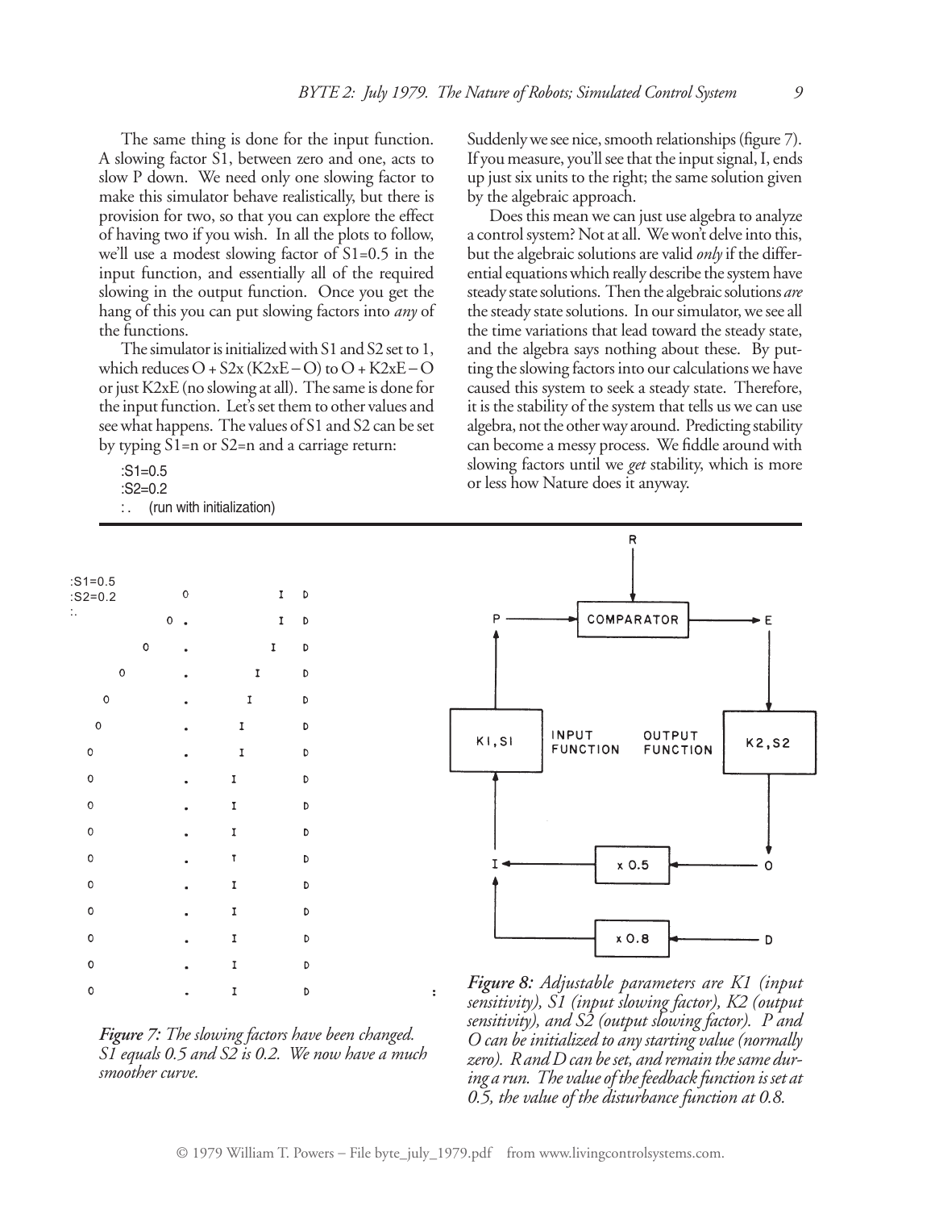The same thing is done for the input function. A slowing factor S1, between zero and one, acts to slow P down. We need only one slowing factor to make this simulator behave realistically, but there is provision for two, so that you can explore the effect of having two if you wish. In all the plots to follow, we'll use a modest slowing factor of S1=0.5 in the input function, and essentially all of the required slowing in the output function. Once you get the hang of this you can put slowing factors into *any* of the functions.

The simulator is initialized with S1 and S2 set to 1, which reduces O + S2x (K2xE – O) to O + K2xE – O or just K2xE (no slowing at all). The same is done for the input function. Let's set them to other values and see what happens. The values of S1 and S2 can be set by typing S1=n or S2=n and a carriage return:

```
:S1=0.5
:S2=0.2
:.    (run with initialization)
```

Suddenly we see nice, smooth relationships (figure 7). If you measure, you'll see that the input signal, I, ends up just six units to the right; the same solution given by the algebraic approach.

Does this mean we can just use algebra to analyze a control system? Not at all. We won't delve into this, but the algebraic solutions are valid *only* if the differential equations which really describe the system have steady state solutions. Then the algebraic solutions *are* the steady state solutions. In our simulator, we see all the time variations that lead toward the steady state, and the algebra says nothing about these. By putting the slowing factors into our calculations we have caused this system to seek a steady state. Therefore, it is the stability of the system that tells us we can use algebra, not the other way around. Predicting stability can become a messy process. We fiddle around with slowing factors until we *get* stability, which is more or less how Nature does it anyway.

```
:S1=0.5
:S2=0.2          O                 I   D
:.             O .                 I   D
             O   .                I    D
          O      .              I      D
        O        .             I       D
       O         .            I        D
      O          .            I        D
      O          .           I         D
      O          .           I         D
      O          .           I         D
      O          .           I         D
      O          .           I         D
      O          .           I         D
      O          .           I         D
      O          .           I         D
      O          .           I         D         :
```

*Figure 7: The slowing factors have been changed. S1 equals 0.5 and S2 is 0.2. We now have a much smoother curve.*

*Figure 8: Adjustable parameters are K1 (input sensitivity), S1 (input slowing factor), K2 (output sensitivity), and S2 (output slowing factor). P and O can be initialized to any starting value (normally zero). R and D can be set, and remain the same during a run. The value of the feedback function is set at 0.5, the value of the disturbance function at 0.8.*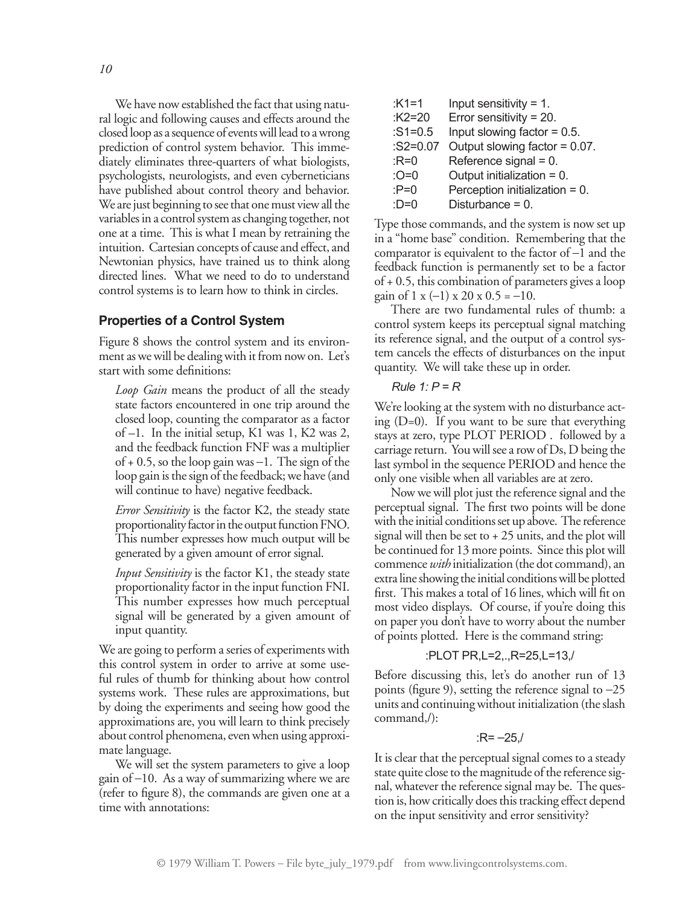We have now established the fact that using natural logic and following causes and effects around the closed loop as a sequence of events will lead to a wrong prediction of control system behavior. This immediately eliminates three-quarters of what biologists, psychologists, neurologists, and even cyberneticians have published about control theory and behavior. We are just beginning to see that one must view all the variables in a control system as changing together, not one at a time. This is what I mean by retraining the intuition. Cartesian concepts of cause and effect, and Newtonian physics, have trained us to think along directed lines. What we need to do to understand control systems is to learn how to think in circles.

## Properties of a Control System

Figure 8 shows the control system and its environment as we will be dealing with it from now on. Let's start with some definitions:

> *Loop Gain* means the product of all the steady state factors encountered in one trip around the closed loop, counting the comparator as a factor of –1. In the initial setup, K1 was 1, K2 was 2, and the feedback function FNF was a multiplier of + 0.5, so the loop gain was –1. The sign of the loop gain is the sign of the feedback; we have (and will continue to have) negative feedback.
>
> *Error Sensitivity* is the factor K2, the steady state proportionality factor in the output function FNO. This number expresses how much output will be generated by a given amount of error signal.
>
> *Input Sensitivity* is the factor K1, the steady state proportionality factor in the input function FNI. This number expresses how much perceptual signal will be generated by a given amount of input quantity.

We are going to perform a series of experiments with this control system in order to arrive at some useful rules of thumb for thinking about how control systems work. These rules are approximations, but by doing the experiments and seeing how good the approximations are, you will learn to think precisely about control phenomena, even when using approximate language.

We will set the system parameters to give a loop gain of –10. As a way of summarizing where we are (refer to figure 8), the commands are given one at a time with annotations:

```
:K1=1      Input sensitivity = 1.
:K2=20     Error sensitivity = 20.
:S1=0.5    Input slowing factor = 0.5.
:S2=0.07   Output slowing factor = 0.07.
:R=0       Reference signal = 0.
:O=0       Output initialization = 0.
:P=0       Perception initialization = 0.
:D=0       Disturbance = 0.
```

Type those commands, and the system is now set up in a "home base" condition. Remembering that the comparator is equivalent to the factor of –1 and the feedback function is permanently set to be a factor of + 0.5, this combination of parameters gives a loop gain of $1 \times (-1) \times 20 \times 0.5 = -10$.

There are two fundamental rules of thumb: a control system keeps its perceptual signal matching its reference signal, and the output of a control system cancels the effects of disturbances on the input quantity. We will take these up in order.

*Rule 1: P = R*

We're looking at the system with no disturbance acting (D=0). If you want to be sure that everything stays at zero, type PLOT PERIOD . followed by a carriage return. You will see a row of Ds, D being the last symbol in the sequence PERIOD and hence the only one visible when all variables are at zero.

Now we will plot just the reference signal and the perceptual signal. The first two points will be done with the initial conditions set up above. The reference signal will then be set to + 25 units, and the plot will be continued for 13 more points. Since this plot will commence *with* initialization (the dot command), an extra line showing the initial conditions will be plotted first. This makes a total of 16 lines, which will fit on most video displays. Of course, if you're doing this on paper you don't have to worry about the number of points plotted. Here is the command string:

```
:PLOT PR,L=2,.,R=25,L=13,/
```

Before discussing this, let's do another run of 13 points (figure 9), setting the reference signal to –25 units and continuing without initialization (the slash command,/):

```
:R= –25,/
```

It is clear that the perceptual signal comes to a steady state quite close to the magnitude of the reference signal, whatever the reference signal may be. The question is, how critically does this tracking effect depend on the input sensitivity and error sensitivity?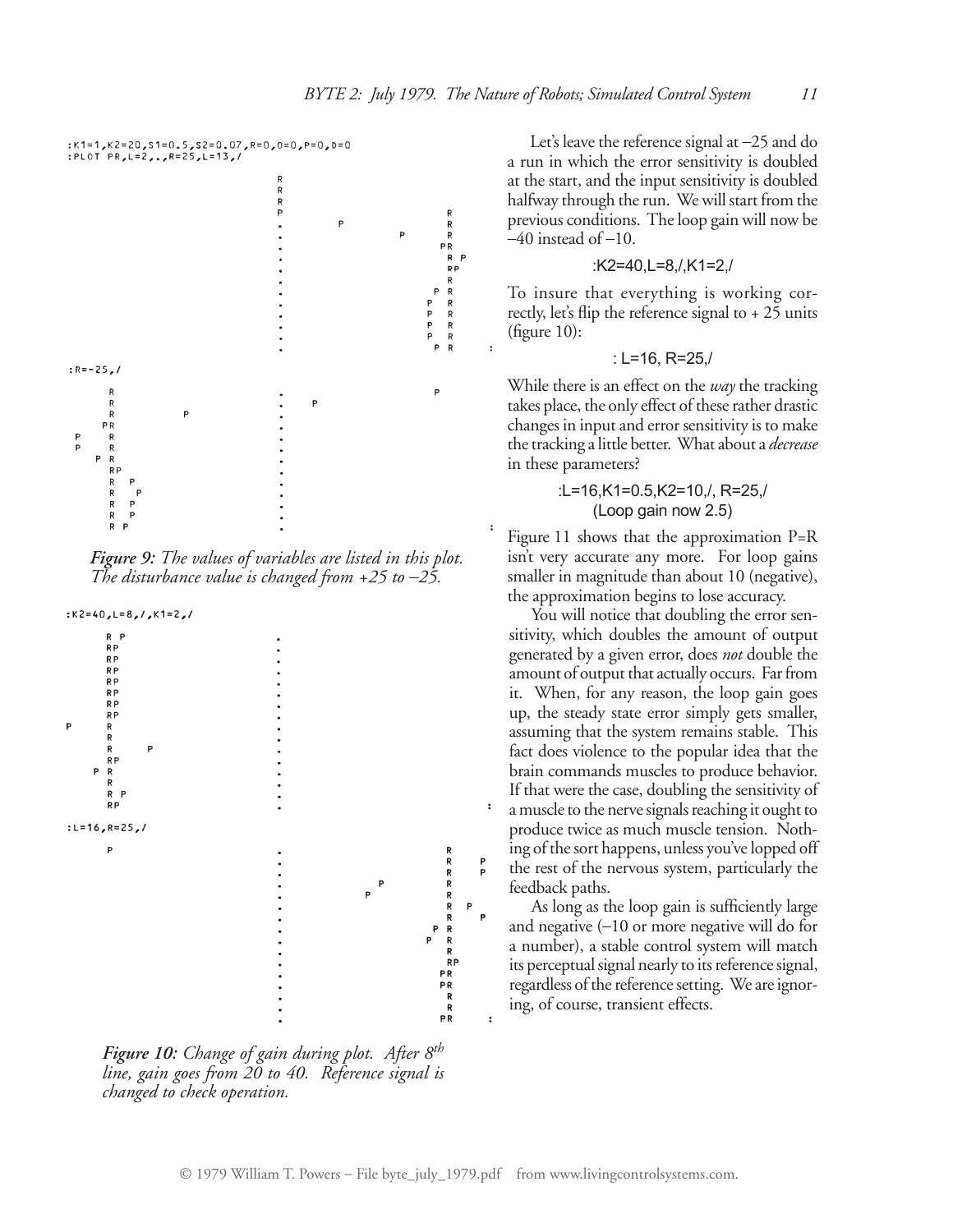```
:K1=1,K2=20,S1=0.5,S2=0.07,R=0,O=0,P=0,D=0
:PLOT PR,L=2,.,R=25,L=13,/
```

```
:R=-25,/
```

*Figure 9: The values of variables are listed in this plot. The disturbance value is changed from +25 to –25.*

```
:K2=40,L=8,/,K1=2,/
```

```
:L=16,R=25,/
```

*Figure 10: Change of gain during plot. After 8th line, gain goes from 20 to 40. Reference signal is changed to check operation.*

Let's leave the reference signal at –25 and do a run in which the error sensitivity is doubled at the start, and the input sensitivity is doubled halfway through the run. We will start from the previous conditions. The loop gain will now be –40 instead of –10.

:K2=40,L=8,/,K1=2,/

To insure that everything is working correctly, let's flip the reference signal to + 25 units (figure 10):

: L=16, R=25,/

While there is an effect on the *way* the tracking takes place, the only effect of these rather drastic changes in input and error sensitivity is to make the tracking a little better. What about a *decrease* in these parameters?

:L=16,K1=0.5,K2=10,/, R=25,/
(Loop gain now 2.5)

Figure 11 shows that the approximation P=R isn't very accurate any more. For loop gains smaller in magnitude than about 10 (negative), the approximation begins to lose accuracy.

You will notice that doubling the error sensitivity, which doubles the amount of output generated by a given error, does *not* double the amount of output that actually occurs. Far from it. When, for any reason, the loop gain goes up, the steady state error simply gets smaller, assuming that the system remains stable. This fact does violence to the popular idea that the brain commands muscles to produce behavior. If that were the case, doubling the sensitivity of a muscle to the nerve signals reaching it ought to produce twice as much muscle tension. Nothing of the sort happens, unless you've lopped off the rest of the nervous system, particularly the feedback paths.

As long as the loop gain is sufficiently large and negative (–10 or more negative will do for a number), a stable control system will match its perceptual signal nearly to its reference signal, regardless of the reference setting. We are ignoring, of course, transient effects.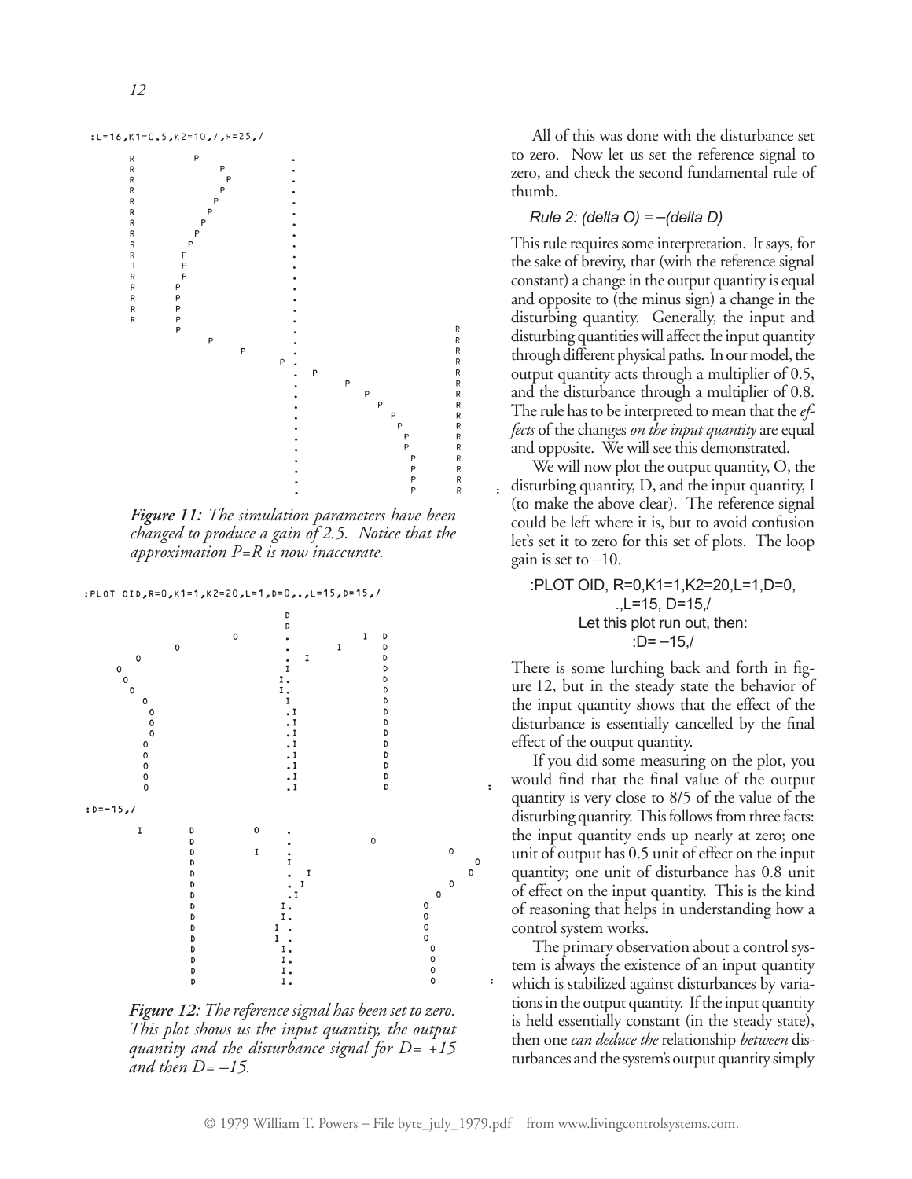```
:L=16,K1=0.5,K2=10,/,R=25,/
```

*Figure 11:* *The simulation parameters have been changed to produce a gain of 2.5. Notice that the approximation P=R is now inaccurate.*

```
:PLOT OID,R=0,K1=1,K2=20,L=1,D=0,.,L=15,D=15,/
```

```
:D=-15,/
```

*Figure 12:* *The reference signal has been set to zero. This plot shows us the input quantity, the output quantity and the disturbance signal for D= +15 and then D= –15.*

All of this was done with the disturbance set to zero. Now let us set the reference signal to zero, and check the second fundamental rule of thumb.

*Rule 2: (delta O) = –(delta D)*

This rule requires some interpretation. It says, for the sake of brevity, that (with the reference signal constant) a change in the output quantity is equal and opposite to (the minus sign) a change in the disturbing quantity. Generally, the input and disturbing quantities will affect the input quantity through different physical paths. In our model, the output quantity acts through a multiplier of 0.5, and the disturbance through a multiplier of 0.8. The rule has to be interpreted to mean that the *effects* of the changes *on the input quantity* are equal and opposite. We will see this demonstrated.

We will now plot the output quantity, O, the disturbing quantity, D, and the input quantity, I (to make the above clear). The reference signal could be left where it is, but to avoid confusion let's set it to zero for this set of plots. The loop gain is set to –10.

```
:PLOT OID, R=0,K1=1,K2=20,L=1,D=0,
.,L=15, D=15,/
Let this plot run out, then:
:D= –15,/
```

There is some lurching back and forth in figure 12, but in the steady state the behavior of the input quantity shows that the effect of the disturbance is essentially cancelled by the final effect of the output quantity.

If you did some measuring on the plot, you would find that the final value of the output quantity is very close to 8/5 of the value of the disturbing quantity. This follows from three facts: the input quantity ends up nearly at zero; one unit of output has 0.5 unit of effect on the input quantity; one unit of disturbance has 0.8 unit of effect on the input quantity. This is the kind of reasoning that helps in understanding how a control system works.

The primary observation about a control system is always the existence of an input quantity which is stabilized against disturbances by variations in the output quantity. If the input quantity is held essentially constant (in the steady state), then one *can deduce the* relationship *between* disturbances and the system's output quantity simply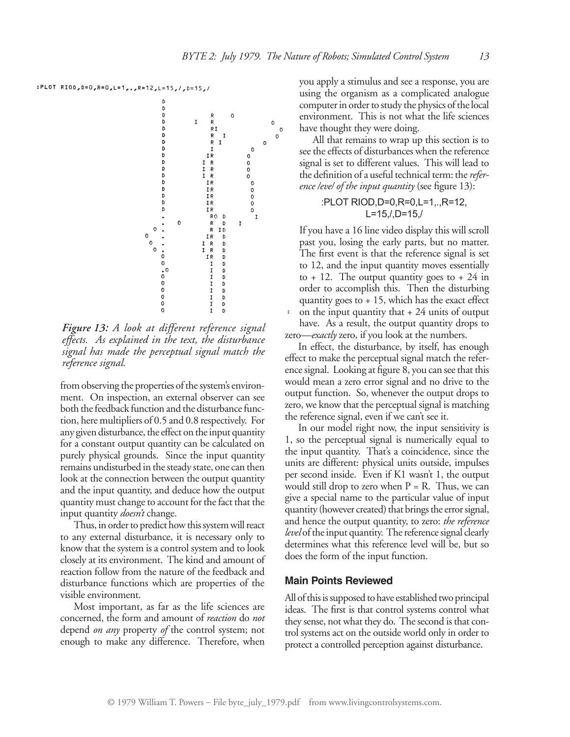```
:PLOT RIOD,D=0,R=0,L=1,.,R=12,L=15,/,D=15,/
```

*Figure 13: A look at different reference signal effects. As explained in the text, the disturbance signal has made the perceptual signal match the reference signal.*

from observing the properties of the system's environment. On inspection, an external observer can see both the feedback function and the disturbance function, here multipliers of 0.5 and 0.8 respectively. For any given disturbance, the effect on the input quantity for a constant output quantity can be calculated on purely physical grounds. Since the input quantity remains undisturbed in the steady state, one can then look at the connection between the output quantity and the input quantity, and deduce how the output quantity must change to account for the fact that the input quantity *doesn't* change.

Thus, in order to predict how this system will react to any external disturbance, it is necessary only to know that the system is a control system and to look closely at its environment. The kind and amount of reaction follow from the nature of the feedback and disturbance functions which are properties of the visible environment.

Most important, as far as the life sciences are concerned, the form and amount of *reaction* do *not* depend *on any* property *of* the control system; not enough to make any difference. Therefore, when you apply a stimulus and see a response, you are using the organism as a complicated analogue computer in order to study the physics of the local environment. This is not what the life sciences have thought they were doing.

All that remains to wrap up this section is to see the effects of disturbances when the reference signal is set to different values. This will lead to the definition of a useful technical term: the *reference level of the input quantity* (see figure 13):

```
:PLOT RIOD,D=0,R=0,L=1,.,R=12,
L=15,/,D=15,/
```

If you have a 16 line video display this will scroll past you, losing the early parts, but no matter. The first event is that the reference signal is set to 12, and the input quantity moves essentially to + 12. The output quantity goes to + 24 in order to accomplish this. Then the disturbing quantity goes to + 15, which has the exact effect on the input quantity that + 24 units of output have. As a result, the output quantity drops to zero—*exactly* zero, if you look at the numbers.

In effect, the disturbance, by itself, has enough effect to make the perceptual signal match the reference signal. Looking at figure 8, you can see that this would mean a zero error signal and no drive to the output function. So, whenever the output drops to zero, we know that the perceptual signal is matching the reference signal, even if we can't see it.

In our model right now, the input sensitivity is 1, so the perceptual signal is numerically equal to the input quantity. That's a coincidence, since the units are different: physical units outside, impulses per second inside. Even if K1 wasn't 1, the output would still drop to zero when P = R. Thus, we can give a special name to the particular value of input quantity (however created) that brings the error signal, and hence the output quantity, to zero: *the reference level* of the input quantity. The reference signal clearly determines what this reference level will be, but so does the form of the input function.

## Main Points Reviewed

All of this is supposed to have established two principal ideas. The first is that control systems control what they sense, not what they do. The second is that control systems act on the outside world only in order to protect a controlled perception against disturbance.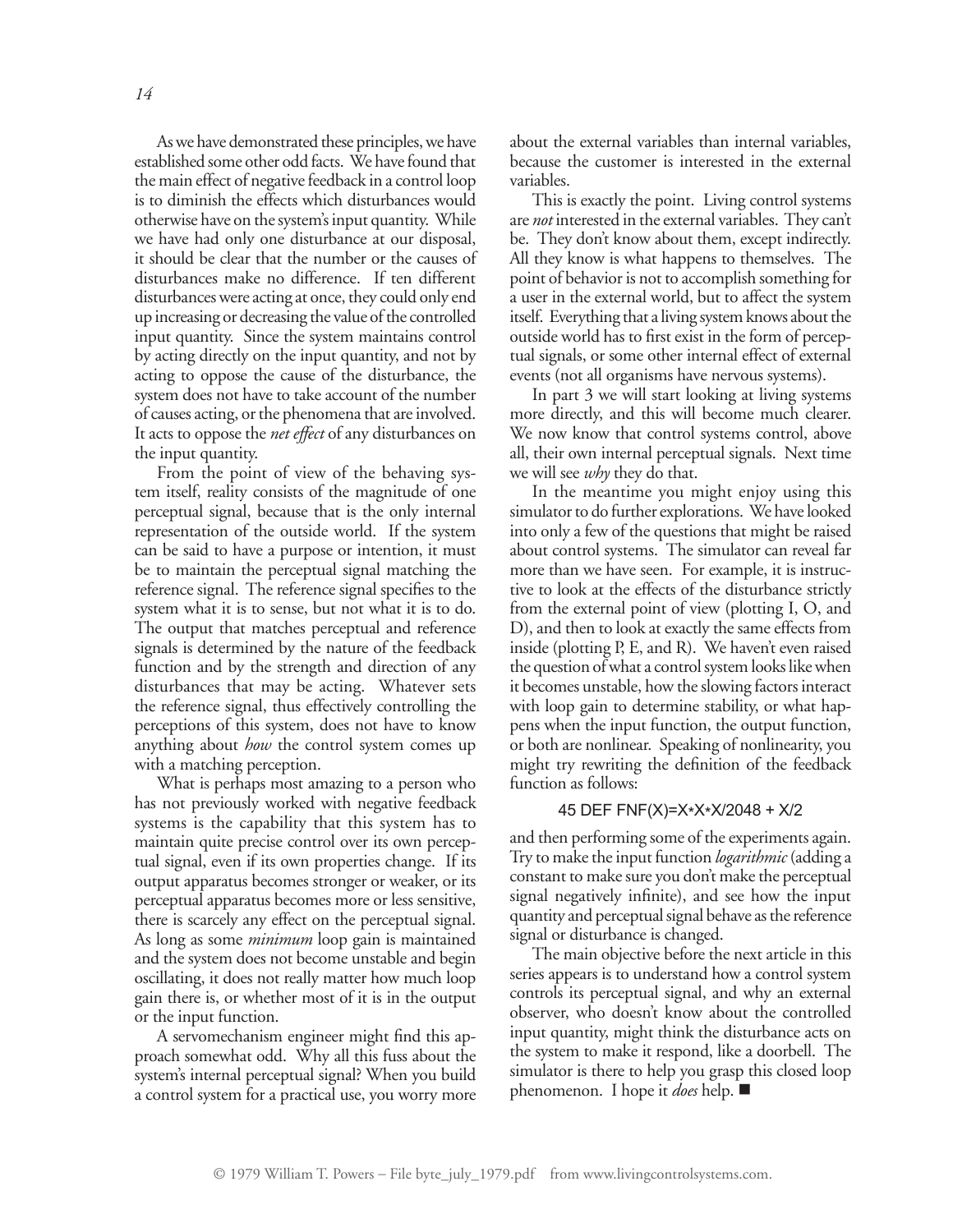As we have demonstrated these principles, we have established some other odd facts. We have found that the main effect of negative feedback in a control loop is to diminish the effects which disturbances would otherwise have on the system's input quantity. While we have had only one disturbance at our disposal, it should be clear that the number or the causes of disturbances make no difference. If ten different disturbances were acting at once, they could only end up increasing or decreasing the value of the controlled input quantity. Since the system maintains control by acting directly on the input quantity, and not by acting to oppose the cause of the disturbance, the system does not have to take account of the number of causes acting, or the phenomena that are involved. It acts to oppose the *net effect* of any disturbances on the input quantity.

From the point of view of the behaving system itself, reality consists of the magnitude of one perceptual signal, because that is the only internal representation of the outside world. If the system can be said to have a purpose or intention, it must be to maintain the perceptual signal matching the reference signal. The reference signal specifies to the system what it is to sense, but not what it is to do. The output that matches perceptual and reference signals is determined by the nature of the feedback function and by the strength and direction of any disturbances that may be acting. Whatever sets the reference signal, thus effectively controlling the perceptions of this system, does not have to know anything about *how* the control system comes up with a matching perception.

What is perhaps most amazing to a person who has not previously worked with negative feedback systems is the capability that this system has to maintain quite precise control over its own perceptual signal, even if its own properties change. If its output apparatus becomes stronger or weaker, or its perceptual apparatus becomes more or less sensitive, there is scarcely any effect on the perceptual signal. As long as some *minimum* loop gain is maintained and the system does not become unstable and begin oscillating, it does not really matter how much loop gain there is, or whether most of it is in the output or the input function.

A servomechanism engineer might find this approach somewhat odd. Why all this fuss about the system's internal perceptual signal? When you build a control system for a practical use, you worry more about the external variables than internal variables, because the customer is interested in the external variables.

This is exactly the point. Living control systems are *not* interested in the external variables. They can't be. They don't know about them, except indirectly. All they know is what happens to themselves. The point of behavior is not to accomplish something for a user in the external world, but to affect the system itself. Everything that a living system knows about the outside world has to first exist in the form of perceptual signals, or some other internal effect of external events (not all organisms have nervous systems).

In part 3 we will start looking at living systems more directly, and this will become much clearer. We now know that control systems control, above all, their own internal perceptual signals. Next time we will see *why* they do that.

In the meantime you might enjoy using this simulator to do further explorations. We have looked into only a few of the questions that might be raised about control systems. The simulator can reveal far more than we have seen. For example, it is instructive to look at the effects of the disturbance strictly from the external point of view (plotting I, O, and D), and then to look at exactly the same effects from inside (plotting P, E, and R). We haven't even raised the question of what a control system looks like when it becomes unstable, how the slowing factors interact with loop gain to determine stability, or what happens when the input function, the output function, or both are nonlinear. Speaking of nonlinearity, you might try rewriting the definition of the feedback function as follows:

```
45 DEF FNF(X)=X*X*X/2048 + X/2
```

and then performing some of the experiments again. Try to make the input function *logarithmic* (adding a constant to make sure you don't make the perceptual signal negatively infinite), and see how the input quantity and perceptual signal behave as the reference signal or disturbance is changed.

The main objective before the next article in this series appears is to understand how a control system controls its perceptual signal, and why an external observer, who doesn't know about the controlled input quantity, might think the disturbance acts on the system to make it respond, like a doorbell. The simulator is there to help you grasp this closed loop phenomenon. I hope it *does* help. ■

© 1979 William T. Powers – File byte_july_1979.pdf from www.livingcontrolsystems.com.